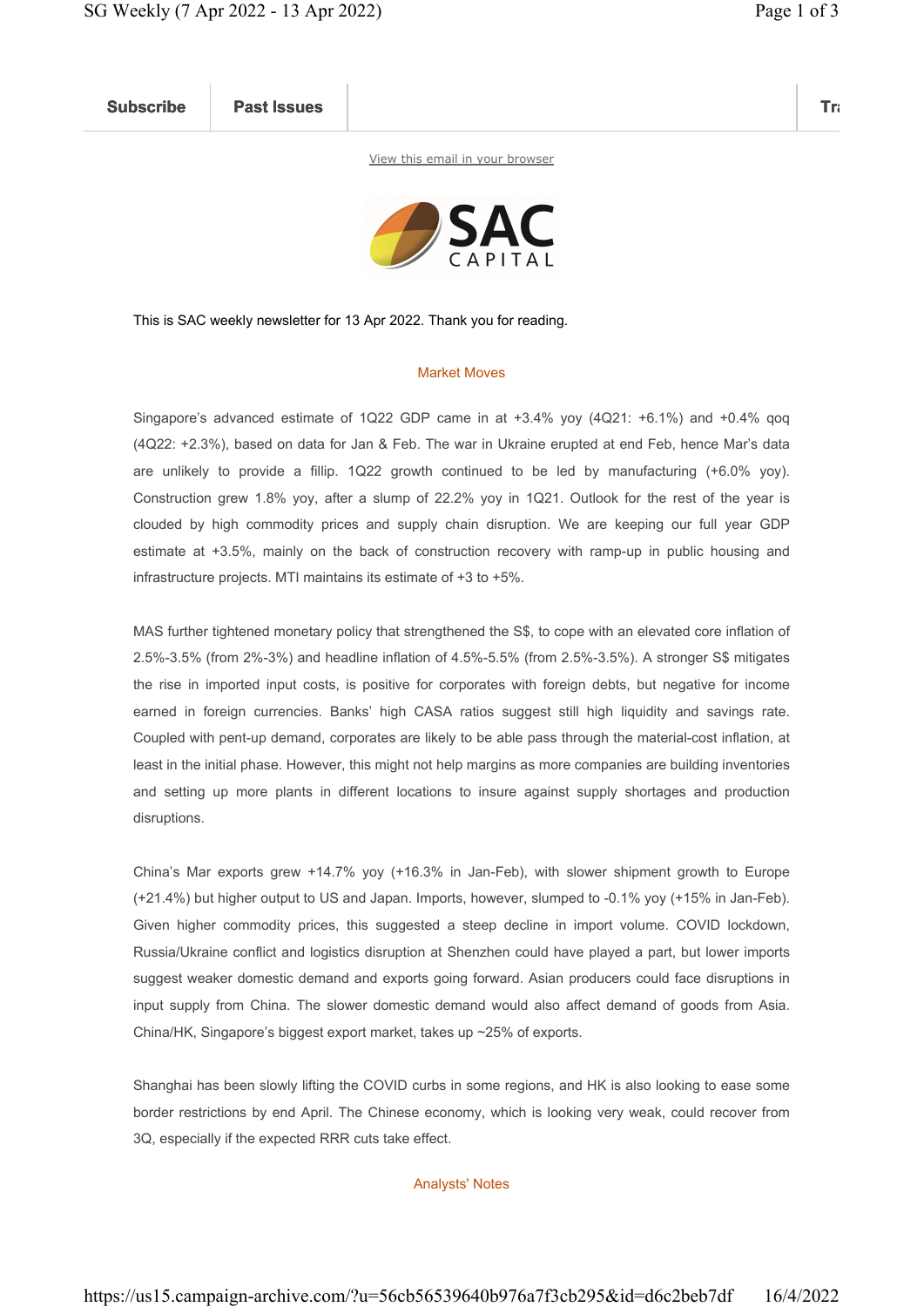Subscribe | Past Issues

View this email in your browser

SAC CAPITAL

This is SAC weekly newsletter for 13 Apr 2022. Thank you for reading.

## Market Moves

Singapore's advanced estimate of 1Q22 GDP came in at +3.4% yoy (4Q21: +6.1%) and +0.4% qoq (4Q22: +2.3%), based on data for Jan & Feb. The war in Ukraine erupted at end Feb, hence Mar's data are unlikely to provide a fillip. 1Q22 growth continued to be led by manufacturing (+6.0% yoy). Construction grew 1.8% yoy, after a slump of 22.2% yoy in 1Q21. Outlook for the rest of the year is clouded by high commodity prices and supply chain disruption. We are keeping our full year GDP estimate at +3.5%, mainly on the back of construction recovery with ramp-up in public housing and infrastructure projects. MTI maintains its estimate of +3 to +5%.

MAS further tightened monetary policy that strengthened the S$, to cope with an elevated core inflation of 2.5%-3.5% (from 2%-3%) and headline inflation of 4.5%-5.5% (from 2.5%-3.5%). A stronger S$ mitigates the rise in imported input costs, is positive for corporates with foreign debts, but negative for income earned in foreign currencies. Banks' high CASA ratios suggest still high liquidity and savings rate. Coupled with pent-up demand, corporates are likely to be able pass through the material-cost inflation, at least in the initial phase. However, this might not help margins as more companies are building inventories and setting up more plants in different locations to insure against supply shortages and production disruptions.

China's Mar exports grew +14.7% yoy (+16.3% in Jan-Feb), with slower shipment growth to Europe (+21.4%) but higher output to US and Japan. Imports, however, slumped to -0.1% yoy (+15% in Jan-Feb). Given higher commodity prices, this suggested a steep decline in import volume. COVID lockdown, Russia/Ukraine conflict and logistics disruption at Shenzhen could have played a part, but lower imports suggest weaker domestic demand and exports going forward. Asian producers could face disruptions in input supply from China. The slower domestic demand would also affect demand of goods from Asia. China/HK, Singapore's biggest export market, takes up ~25% of exports.

Shanghai has been slowly lifting the COVID curbs in some regions, and HK is also looking to ease some border restrictions by end April. The Chinese economy, which is looking very weak, could recover from 3Q, especially if the expected RRR cuts take effect.

## Analysts' Notes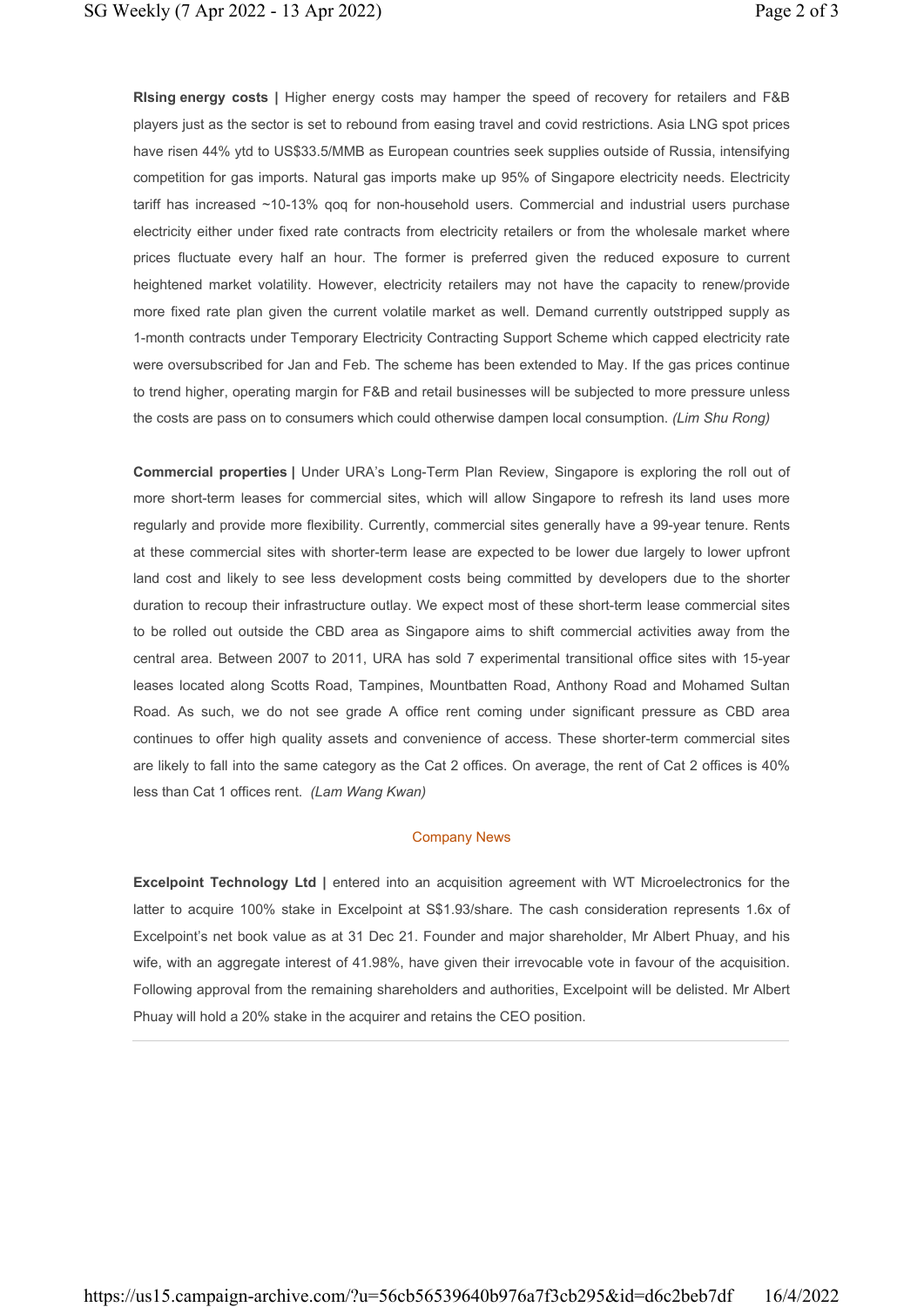**RIsing energy costs |** Higher energy costs may hamper the speed of recovery for retailers and F&B players just as the sector is set to rebound from easing travel and covid restrictions. Asia LNG spot prices have risen 44% ytd to US$33.5/MMB as European countries seek supplies outside of Russia, intensifying competition for gas imports. Natural gas imports make up 95% of Singapore electricity needs. Electricity tariff has increased ~10-13% qoq for non-household users. Commercial and industrial users purchase electricity either under fixed rate contracts from electricity retailers or from the wholesale market where prices fluctuate every half an hour. The former is preferred given the reduced exposure to current heightened market volatility. However, electricity retailers may not have the capacity to renew/provide more fixed rate plan given the current volatile market as well. Demand currently outstripped supply as 1-month contracts under Temporary Electricity Contracting Support Scheme which capped electricity rate were oversubscribed for Jan and Feb. The scheme has been extended to May. If the gas prices continue to trend higher, operating margin for F&B and retail businesses will be subjected to more pressure unless the costs are pass on to consumers which could otherwise dampen local consumption. *(Lim Shu Rong)*

**Commercial properties |** Under URA's Long-Term Plan Review, Singapore is exploring the roll out of more short-term leases for commercial sites, which will allow Singapore to refresh its land uses more regularly and provide more flexibility. Currently, commercial sites generally have a 99-year tenure. Rents at these commercial sites with shorter-term lease are expected to be lower due largely to lower upfront land cost and likely to see less development costs being committed by developers due to the shorter duration to recoup their infrastructure outlay. We expect most of these short-term lease commercial sites to be rolled out outside the CBD area as Singapore aims to shift commercial activities away from the central area. Between 2007 to 2011, URA has sold 7 experimental transitional office sites with 15-year leases located along Scotts Road, Tampines, Mountbatten Road, Anthony Road and Mohamed Sultan Road. As such, we do not see grade A office rent coming under significant pressure as CBD area continues to offer high quality assets and convenience of access. These shorter-term commercial sites are likely to fall into the same category as the Cat 2 offices. On average, the rent of Cat 2 offices is 40% less than Cat 1 offices rent. *(Lam Wang Kwan)*

## Company News

**Excelpoint Technology Ltd |** entered into an acquisition agreement with WT Microelectronics for the latter to acquire 100% stake in Excelpoint at S$1.93/share. The cash consideration represents 1.6x of Excelpoint's net book value as at 31 Dec 21. Founder and major shareholder, Mr Albert Phuay, and his wife, with an aggregate interest of 41.98%, have given their irrevocable vote in favour of the acquisition. Following approval from the remaining shareholders and authorities, Excelpoint will be delisted. Mr Albert Phuay will hold a 20% stake in the acquirer and retains the CEO position.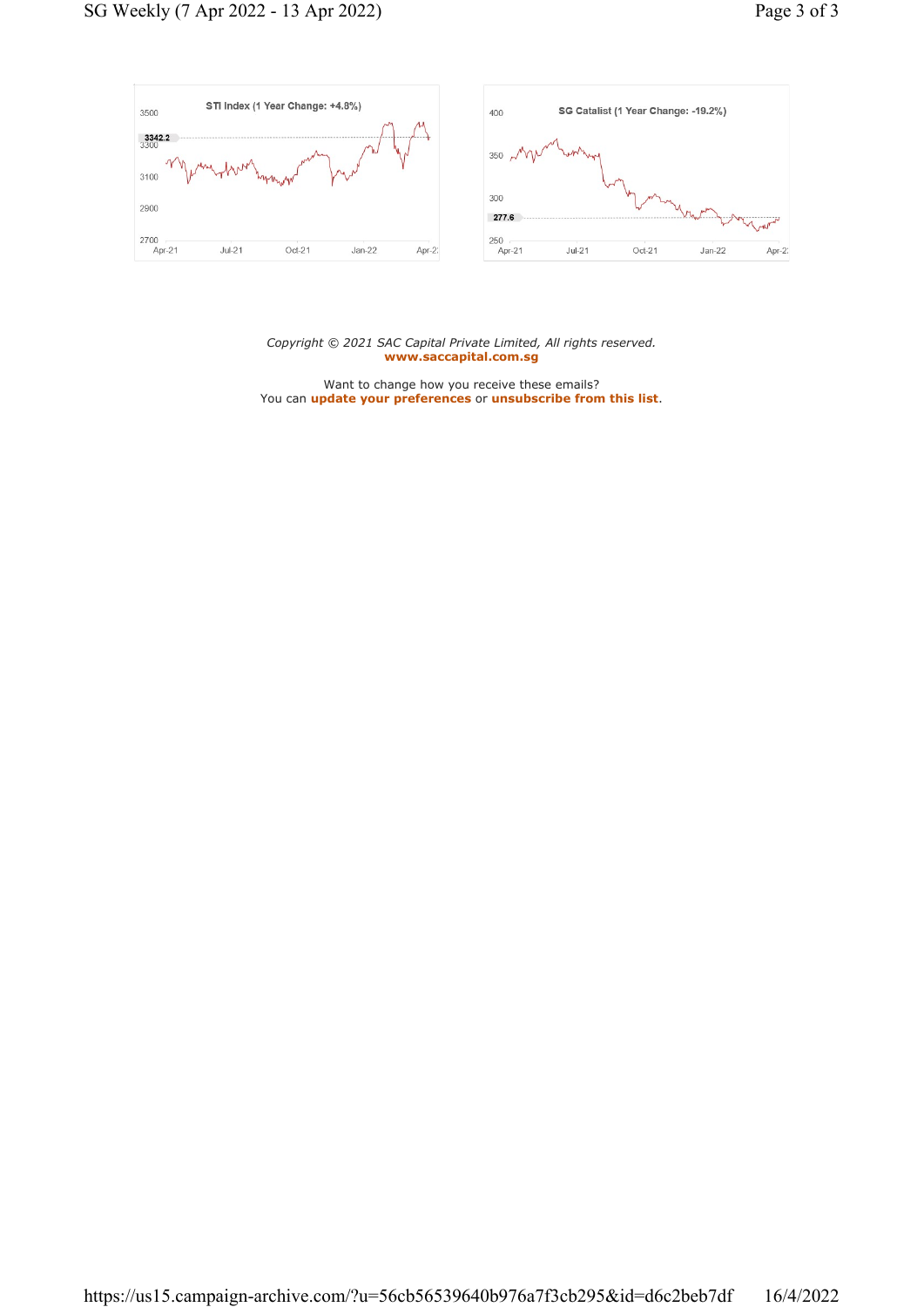STI Index (1 Year Change: +4.8%)

3500
3342.2
3300
3100
2900
2700
Apr-21
Jul-21
Oct-21
Jan-22
Apr-22

SG Catalist (1 Year Change: -19.2%)

400
350
300
277.6
250
Apr-21
Jul-21
Oct-21
Jan-22
Apr-22

*Copyright © 2021 SAC Capital Private Limited, All rights reserved.*
**www.saccapital.com.sg**

Want to change how you receive these emails?
You can **update your preferences** or **unsubscribe from this list**.